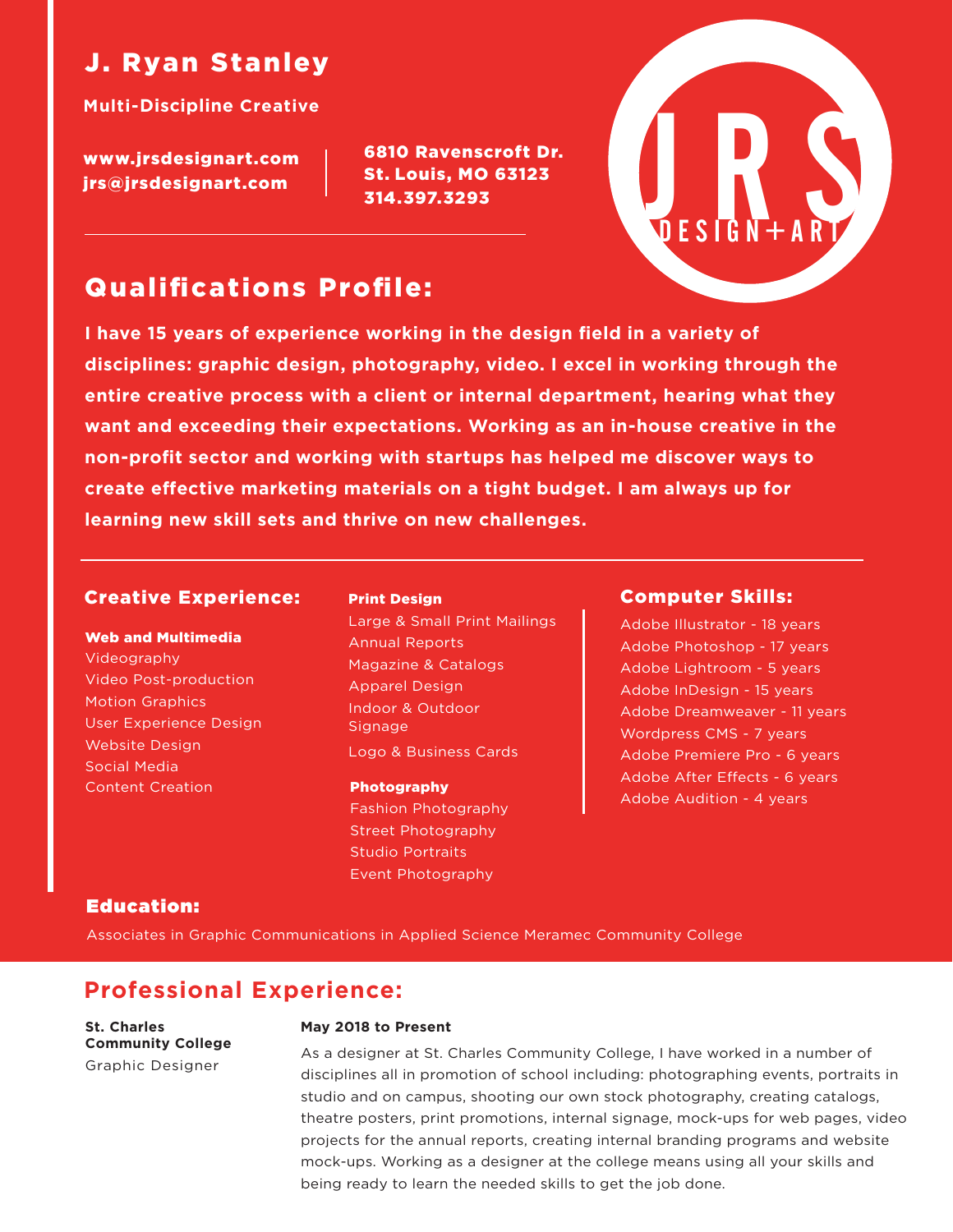# J. Ryan Stanley

**Multi-Discipline Creative**

**www.jrsdesignart.com**
**jrs@jrsdesignart.com**

**6810 Ravenscroft Dr.**
**St. Louis, MO 63123**
**314.397.3293**

JRS DESIGN+ART

## Qualifications Profile:

**I have 15 years of experience working in the design field in a variety of disciplines: graphic design, photography, video. I excel in working through the entire creative process with a client or internal department, hearing what they want and exceeding their expectations. Working as an in-house creative in the non-profit sector and working with startups has helped me discover ways to create effective marketing materials on a tight budget. I am always up for learning new skill sets and thrive on new challenges.**

## Creative Experience:

**Web and Multimedia**
- Videography
- Video Post-production
- Motion Graphics
- User Experience Design
- Website Design
- Social Media
- Content Creation

**Print Design**
- Large & Small Print Mailings
- Annual Reports
- Magazine & Catalogs
- Apparel Design
- Indoor & Outdoor Signage
- Logo & Business Cards

**Photography**
- Fashion Photography
- Street Photography
- Studio Portraits
- Event Photography

## Computer Skills:

- Adobe Illustrator - 18 years
- Adobe Photoshop - 17 years
- Adobe Lightroom - 5 years
- Adobe InDesign - 15 years
- Adobe Dreamweaver - 11 years
- Wordpress CMS - 7 years
- Adobe Premiere Pro - 6 years
- Adobe After Effects - 6 years
- Adobe Audition - 4 years

## Education:

Associates in Graphic Communications in Applied Science Meramec Community College

## Professional Experience:

**St. Charles Community College**
Graphic Designer

**May 2018 to Present**

As a designer at St. Charles Community College, I have worked in a number of disciplines all in promotion of school including: photographing events, portraits in studio and on campus, shooting our own stock photography, creating catalogs, theatre posters, print promotions, internal signage, mock-ups for web pages, video projects for the annual reports, creating internal branding programs and website mock-ups. Working as a designer at the college means using all your skills and being ready to learn the needed skills to get the job done.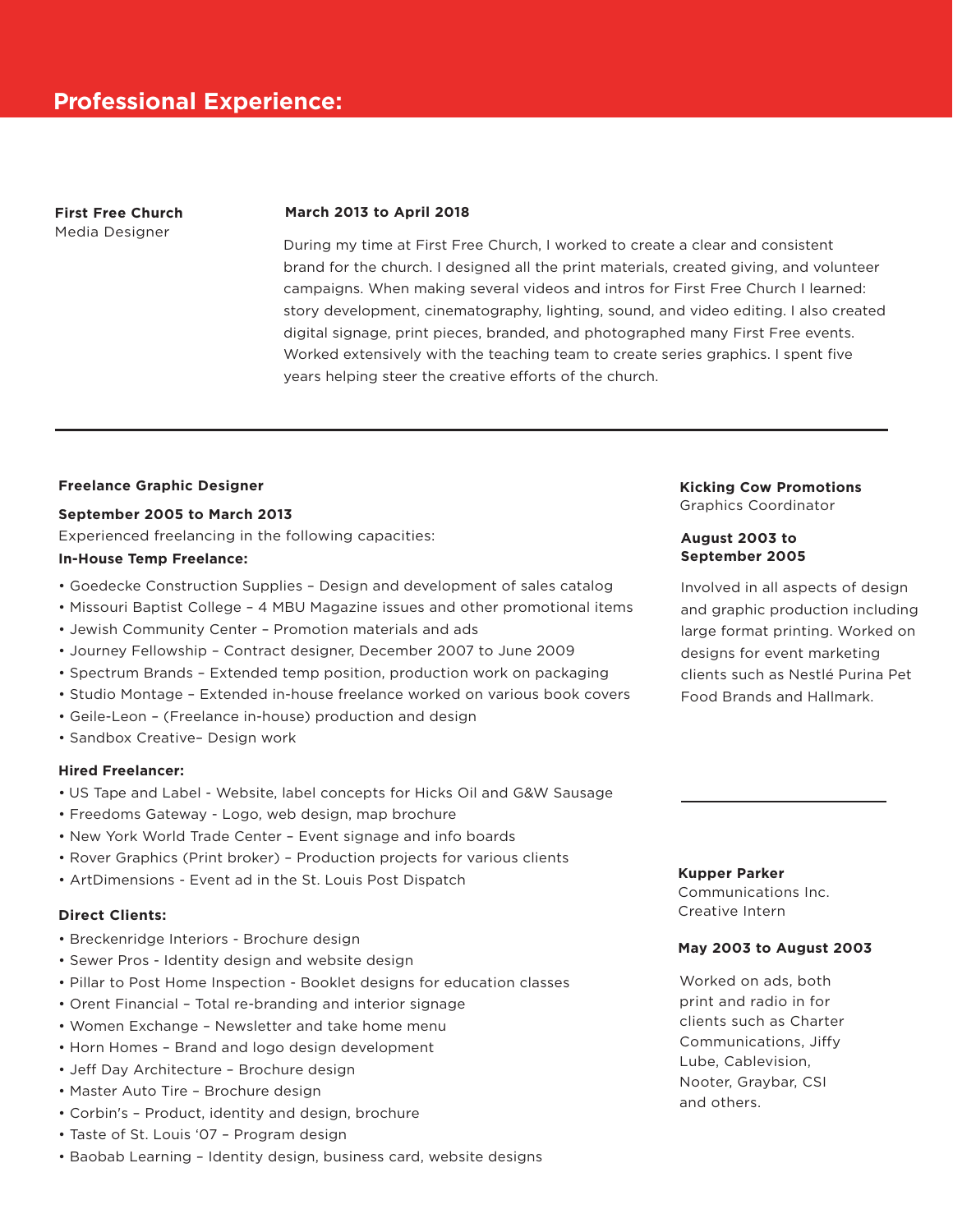## Professional Experience:

**First Free Church**
Media Designer

**March 2013 to April 2018**

During my time at First Free Church, I worked to create a clear and consistent brand for the church. I designed all the print materials, created giving, and volunteer campaigns. When making several videos and intros for First Free Church I learned: story development, cinematography, lighting, sound, and video editing. I also created digital signage, print pieces, branded, and photographed many First Free events. Worked extensively with the teaching team to create series graphics. I spent five years helping steer the creative efforts of the church.

---

**Freelance Graphic Designer**

**September 2005 to March 2013**

Experienced freelancing in the following capacities:

**In-House Temp Freelance:**

- Goedecke Construction Supplies – Design and development of sales catalog
- Missouri Baptist College – 4 MBU Magazine issues and other promotional items
- Jewish Community Center – Promotion materials and ads
- Journey Fellowship – Contract designer, December 2007 to June 2009
- Spectrum Brands – Extended temp position, production work on packaging
- Studio Montage – Extended in-house freelance worked on various book covers
- Geile-Leon – (Freelance in-house) production and design
- Sandbox Creative– Design work

**Hired Freelancer:**

- US Tape and Label - Website, label concepts for Hicks Oil and G&W Sausage
- Freedoms Gateway - Logo, web design, map brochure
- New York World Trade Center – Event signage and info boards
- Rover Graphics (Print broker) – Production projects for various clients
- ArtDimensions - Event ad in the St. Louis Post Dispatch

**Direct Clients:**

- Breckenridge Interiors - Brochure design
- Sewer Pros - Identity design and website design
- Pillar to Post Home Inspection - Booklet designs for education classes
- Orent Financial – Total re-branding and interior signage
- Women Exchange – Newsletter and take home menu
- Horn Homes – Brand and logo design development
- Jeff Day Architecture – Brochure design
- Master Auto Tire – Brochure design
- Corbin's – Product, identity and design, brochure
- Taste of St. Louis '07 – Program design
- Baobab Learning – Identity design, business card, website designs

**Kicking Cow Promotions**
Graphics Coordinator

**August 2003 to September 2005**

Involved in all aspects of design and graphic production including large format printing. Worked on designs for event marketing clients such as Nestlé Purina Pet Food Brands and Hallmark.

---

**Kupper Parker**
Communications Inc.
Creative Intern

**May 2003 to August 2003**

Worked on ads, both print and radio in for clients such as Charter Communications, Jiffy Lube, Cablevision, Nooter, Graybar, CSI and others.